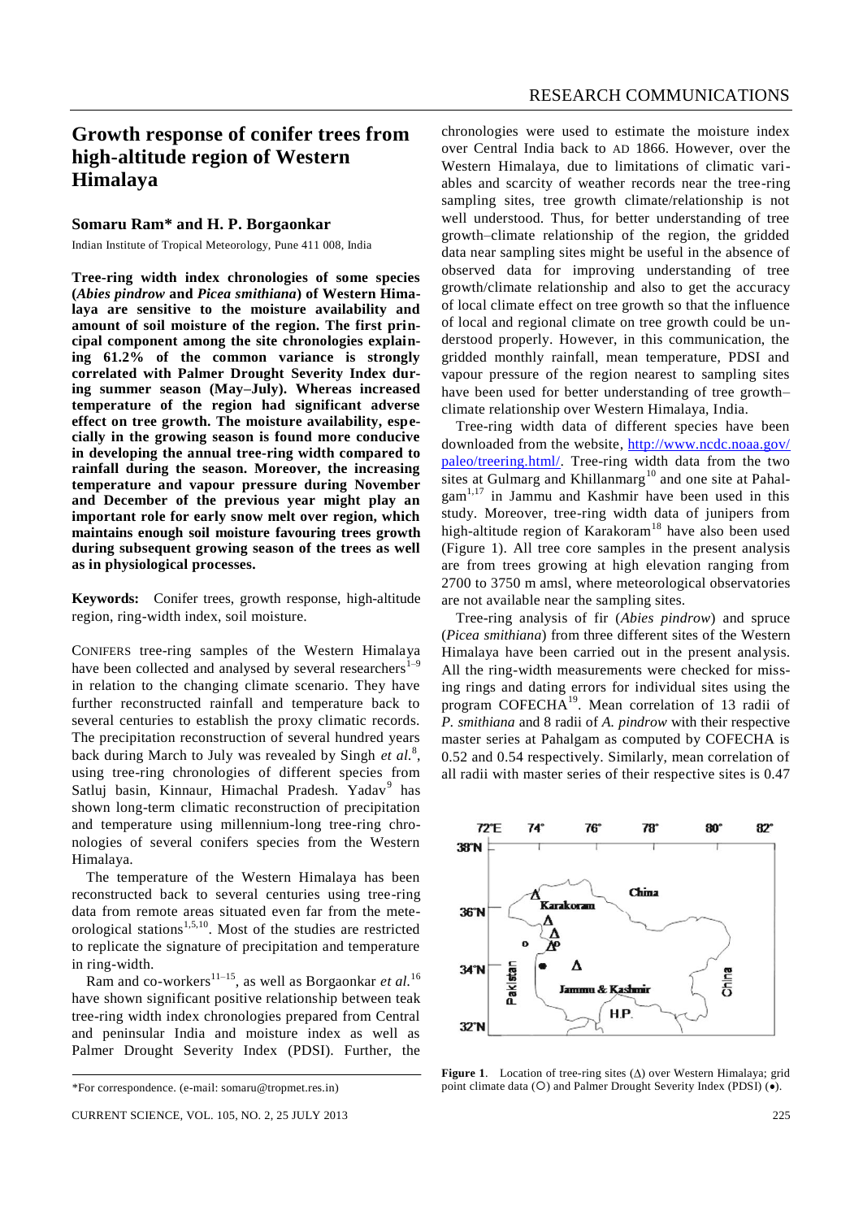# Growth response of conifer trees from high-altitude region of Western Himalaya

**Somaru Ram\* and H. P. Borgaonkar**

Indian Institute of Tropical Meteorology, Pune 411 008, India

**Tree-ring width index chronologies of some species (*Abies pindrow* and *Picea smithiana*) of Western Himalaya are sensitive to the moisture availability and amount of soil moisture of the region. The first principal component among the site chronologies explaining 61.2% of the common variance is strongly correlated with Palmer Drought Severity Index during summer season (May–July). Whereas increased temperature of the region had significant adverse effect on tree growth. The moisture availability, especially in the growing season is found more conducive in developing the annual tree-ring width compared to rainfall during the season. Moreover, the increasing temperature and vapour pressure during November and December of the previous year might play an important role for early snow melt over region, which maintains enough soil moisture favouring trees growth during subsequent growing season of the trees as well as in physiological processes.**

**Keywords:** Conifer trees, growth response, high-altitude region, ring-width index, soil moisture.

CONIFERS tree-ring samples of the Western Himalaya have been collected and analysed by several researchers[1–9] in relation to the changing climate scenario. They have further reconstructed rainfall and temperature back to several centuries to establish the proxy climatic records. The precipitation reconstruction of several hundred years back during March to July was revealed by Singh *et al.*[8], using tree-ring chronologies of different species from Satluj basin, Kinnaur, Himachal Pradesh. Yadav[9] has shown long-term climatic reconstruction of precipitation and temperature using millennium-long tree-ring chronologies of several conifers species from the Western Himalaya.

The temperature of the Western Himalaya has been reconstructed back to several centuries using tree-ring data from remote areas situated even far from the meteorological stations[1,5,10]. Most of the studies are restricted to replicate the signature of precipitation and temperature in ring-width.

Ram and co-workers[11–15], as well as Borgaonkar *et al.*[16] have shown significant positive relationship between teak tree-ring width index chronologies prepared from Central and peninsular India and moisture index as well as Palmer Drought Severity Index (PDSI). Further, the chronologies were used to estimate the moisture index over Central India back to AD 1866. However, over the Western Himalaya, due to limitations of climatic variables and scarcity of weather records near the tree-ring sampling sites, tree growth climate/relationship is not well understood. Thus, for better understanding of tree growth–climate relationship of the region, the gridded data near sampling sites might be useful in the absence of observed data for improving understanding of tree growth/climate relationship and also to get the accuracy of local climate effect on tree growth so that the influence of local and regional climate on tree growth could be understood properly. However, in this communication, the gridded monthly rainfall, mean temperature, PDSI and vapour pressure of the region nearest to sampling sites have been used for better understanding of tree growth–climate relationship over Western Himalaya, India.

Tree-ring width data of different species have been downloaded from the website, http://www.ncdc.noaa.gov/paleo/treering.html/. Tree-ring width data from the two sites at Gulmarg and Khillanmarg[10] and one site at Pahalgam[1,17] in Jammu and Kashmir have been used in this study. Moreover, tree-ring width data of junipers from high-altitude region of Karakoram[18] have also been used (Figure 1). All tree core samples in the present analysis are from trees growing at high elevation ranging from 2700 to 3750 m amsl, where meteorological observatories are not available near the sampling sites.

Tree-ring analysis of fir (*Abies pindrow*) and spruce (*Picea smithiana*) from three different sites of the Western Himalaya have been carried out in the present analysis. All the ring-width measurements were checked for missing rings and dating errors for individual sites using the program COFECHA[19]. Mean correlation of 13 radii of *P. smithiana* and 8 radii of *A. pindrow* with their respective master series at Pahalgam as computed by COFECHA is 0.52 and 0.54 respectively. Similarly, mean correlation of all radii with master series of their respective sites is 0.47

**Figure 1**. Location of tree-ring sites (Δ) over Western Himalaya; grid point climate data (O) and Palmer Drought Severity Index (PDSI) (•).

\*For correspondence. (e-mail: somaru@tropmet.res.in)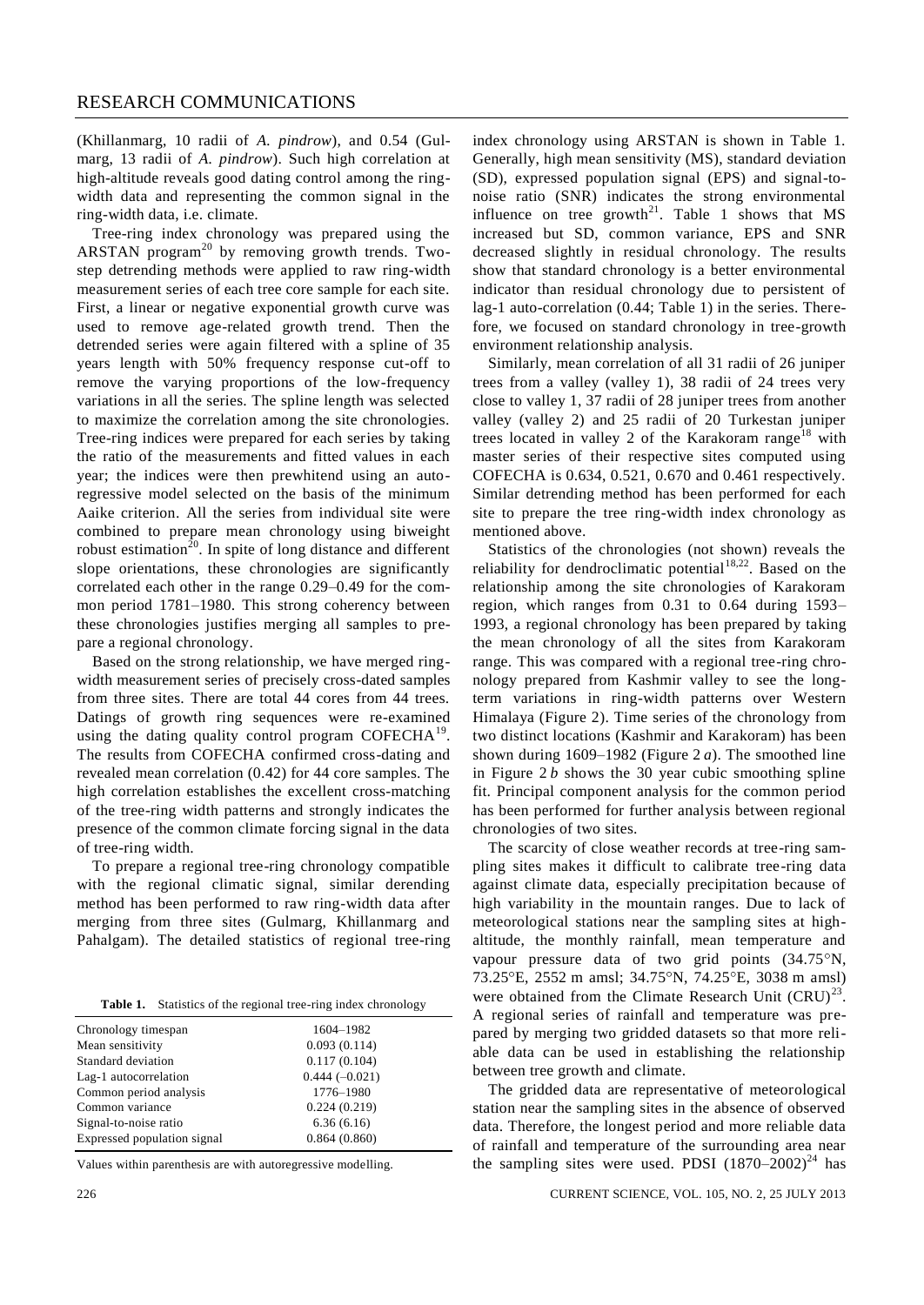(Khillanmarg, 10 radii of *A. pindrow*), and 0.54 (Gulmarg, 13 radii of *A. pindrow*). Such high correlation at high-altitude reveals good dating control among the ring-width data and representing the common signal in the ring-width data, i.e. climate.

Tree-ring index chronology was prepared using the ARSTAN program[20] by removing growth trends. Two-step detrending methods were applied to raw ring-width measurement series of each tree core sample for each site. First, a linear or negative exponential growth curve was used to remove age-related growth trend. Then the detrended series were again filtered with a spline of 35 years length with 50% frequency response cut-off to remove the varying proportions of the low-frequency variations in all the series. The spline length was selected to maximize the correlation among the site chronologies. Tree-ring indices were prepared for each series by taking the ratio of the measurements and fitted values in each year; the indices were then prewhitend using an autoregressive model selected on the basis of the minimum Aaike criterion. All the series from individual site were combined to prepare mean chronology using biweight robust estimation[20]. In spite of long distance and different slope orientations, these chronologies are significantly correlated each other in the range 0.29–0.49 for the common period 1781–1980. This strong coherency between these chronologies justifies merging all samples to prepare a regional chronology.

Based on the strong relationship, we have merged ring-width measurement series of precisely cross-dated samples from three sites. There are total 44 cores from 44 trees. Datings of growth ring sequences were re-examined using the dating quality control program COFECHA[19]. The results from COFECHA confirmed cross-dating and revealed mean correlation (0.42) for 44 core samples. The high correlation establishes the excellent cross-matching of the tree-ring width patterns and strongly indicates the presence of the common climate forcing signal in the data of tree-ring width.

To prepare a regional tree-ring chronology compatible with the regional climatic signal, similar derending method has been performed to raw ring-width data after merging from three sites (Gulmarg, Khillanmarg and Pahalgam). The detailed statistics of regional tree-ring index chronology using ARSTAN is shown in Table 1. Generally, high mean sensitivity (MS), standard deviation (SD), expressed population signal (EPS) and signal-to-noise ratio (SNR) indicates the strong environmental influence on tree growth[21]. Table 1 shows that MS increased but SD, common variance, EPS and SNR decreased slightly in residual chronology. The results show that standard chronology is a better environmental indicator than residual chronology due to persistent of lag-1 auto-correlation (0.44; Table 1) in the series. Therefore, we focused on standard chronology in tree-growth environment relationship analysis.

**Table 1.** Statistics of the regional tree-ring index chronology

| | |
|---|---|
| Chronology timespan | 1604–1982 |
| Mean sensitivity | 0.093 (0.114) |
| Standard deviation | 0.117 (0.104) |
| Lag-1 autocorrelation | 0.444 (–0.021) |
| Common period analysis | 1776–1980 |
| Common variance | 0.224 (0.219) |
| Signal-to-noise ratio | 6.36 (6.16) |
| Expressed population signal | 0.864 (0.860) |

Values within parenthesis are with autoregressive modelling.

Similarly, mean correlation of all 31 radii of 26 juniper trees from a valley (valley 1), 38 radii of 24 trees very close to valley 1, 37 radii of 28 juniper trees from another valley (valley 2) and 25 radii of 20 Turkestan juniper trees located in valley 2 of the Karakoram range[18] with master series of their respective sites computed using COFECHA is 0.634, 0.521, 0.670 and 0.461 respectively. Similar detrending method has been performed for each site to prepare the tree ring-width index chronology as mentioned above.

Statistics of the chronologies (not shown) reveals the reliability for dendroclimatic potential[18,22]. Based on the relationship among the site chronologies of Karakoram region, which ranges from 0.31 to 0.64 during 1593–1993, a regional chronology has been prepared by taking the mean chronology of all the sites from Karakoram range. This was compared with a regional tree-ring chronology prepared from Kashmir valley to see the long-term variations in ring-width patterns over Western Himalaya (Figure 2). Time series of the chronology from two distinct locations (Kashmir and Karakoram) has been shown during 1609–1982 (Figure 2 *a*). The smoothed line in Figure 2 *b* shows the 30 year cubic smoothing spline fit. Principal component analysis for the common period has been performed for further analysis between regional chronologies of two sites.

The scarcity of close weather records at tree-ring sampling sites makes it difficult to calibrate tree-ring data against climate data, especially precipitation because of high variability in the mountain ranges. Due to lack of meteorological stations near the sampling sites at high-altitude, the monthly rainfall, mean temperature and vapour pressure data of two grid points (34.75°N, 73.25°E, 2552 m amsl; 34.75°N, 74.25°E, 3038 m amsl) were obtained from the Climate Research Unit (CRU)[23]. A regional series of rainfall and temperature was prepared by merging two gridded datasets so that more reliable data can be used in establishing the relationship between tree growth and climate.

The gridded data are representative of meteorological station near the sampling sites in the absence of observed data. Therefore, the longest period and more reliable data of rainfall and temperature of the surrounding area near the sampling sites were used. PDSI (1870–2002)[24] has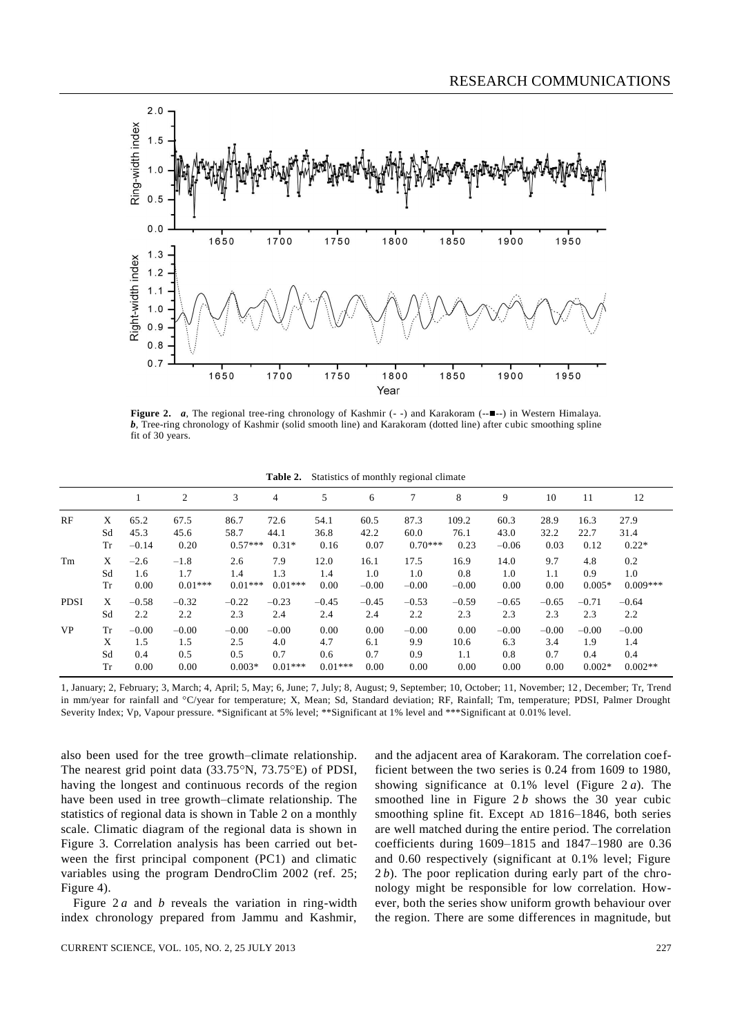**Figure 2.** *a*, The regional tree-ring chronology of Kashmir (- -) and Karakoram (--■--) in Western Himalaya. *b*, Tree-ring chronology of Kashmir (solid smooth line) and Karakoram (dotted line) after cubic smoothing spline fit of 30 years.

**Table 2.** Statistics of monthly regional climate

| | | 1 | 2 | 3 | 4 | 5 | 6 | 7 | 8 | 9 | 10 | 11 | 12 |
|---|---|---|---|---|---|---|---|---|---|---|---|---|---|
| RF | X | 65.2 | 67.5 | 86.7 | 72.6 | 54.1 | 60.5 | 87.3 | 109.2 | 60.3 | 28.9 | 16.3 | 27.9 |
| | Sd | 45.3 | 45.6 | 58.7 | 44.1 | 36.8 | 42.2 | 60.0 | 76.1 | 43.0 | 32.2 | 22.7 | 31.4 |
| | Tr | –0.14 | 0.20 | 0.57*** | 0.31* | 0.16 | 0.07 | 0.70*** | 0.23 | –0.06 | 0.03 | 0.12 | 0.22* |
| Tm | X | –2.6 | –1.8 | 2.6 | 7.9 | 12.0 | 16.1 | 17.5 | 16.9 | 14.0 | 9.7 | 4.8 | 0.2 |
| | Sd | 1.6 | 1.7 | 1.4 | 1.3 | 1.4 | 1.0 | 1.0 | 0.8 | 1.0 | 1.1 | 0.9 | 1.0 |
| | Tr | 0.00 | 0.01*** | 0.01*** | 0.01*** | 0.00 | –0.00 | –0.00 | –0.00 | 0.00 | 0.00 | 0.005* | 0.009*** |
| PDSI | X | –0.58 | –0.32 | –0.22 | –0.23 | –0.45 | –0.45 | –0.53 | –0.59 | –0.65 | –0.65 | –0.71 | –0.64 |
| | Sd | 2.2 | 2.2 | 2.3 | 2.4 | 2.4 | 2.4 | 2.2 | 2.3 | 2.3 | 2.3 | 2.3 | 2.2 |
| VP | Tr | –0.00 | –0.00 | –0.00 | –0.00 | 0.00 | 0.00 | –0.00 | 0.00 | –0.00 | –0.00 | –0.00 | –0.00 |
| | X | 1.5 | 1.5 | 2.5 | 4.0 | 4.7 | 6.1 | 9.9 | 10.6 | 6.3 | 3.4 | 1.9 | 1.4 |
| | Sd | 0.4 | 0.5 | 0.5 | 0.7 | 0.6 | 0.7 | 0.9 | 1.1 | 0.8 | 0.7 | 0.4 | 0.4 |
| | Tr | 0.00 | 0.00 | 0.003* | 0.01*** | 0.01*** | 0.00 | 0.00 | 0.00 | 0.00 | 0.00 | 0.002* | 0.002** |

1, January; 2, February; 3, March; 4, April; 5, May; 6, June; 7, July; 8, August; 9, September; 10, October; 11, November; 12, December; Tr, Trend in mm/year for rainfall and °C/year for temperature; X, Mean; Sd, Standard deviation; RF, Rainfall; Tm, temperature; PDSI, Palmer Drought Severity Index; Vp, Vapour pressure. *Significant at 5% level; **Significant at 1% level and ***Significant at 0.01% level.

also been used for the tree growth–climate relationship. The nearest grid point data (33.75°N, 73.75°E) of PDSI, having the longest and continuous records of the region have been used in tree growth–climate relationship. The statistics of regional data is shown in Table 2 on a monthly scale. Climatic diagram of the regional data is shown in Figure 3. Correlation analysis has been carried out between the first principal component (PC1) and climatic variables using the program DendroClim 2002 (ref. 25; Figure 4).

Figure 2 *a* and *b* reveals the variation in ring-width index chronology prepared from Jammu and Kashmir, and the adjacent area of Karakoram. The correlation coefficient between the two series is 0.24 from 1609 to 1980, showing significance at 0.1% level (Figure 2 *a*). The smoothed line in Figure 2 *b* shows the 30 year cubic smoothing spline fit. Except AD 1816–1846, both series are well matched during the entire period. The correlation coefficients during 1609–1815 and 1847–1980 are 0.36 and 0.60 respectively (significant at 0.1% level; Figure 2 *b*). The poor replication during early part of the chronology might be responsible for low correlation. However, both the series show uniform growth behaviour over the region. There are some differences in magnitude, but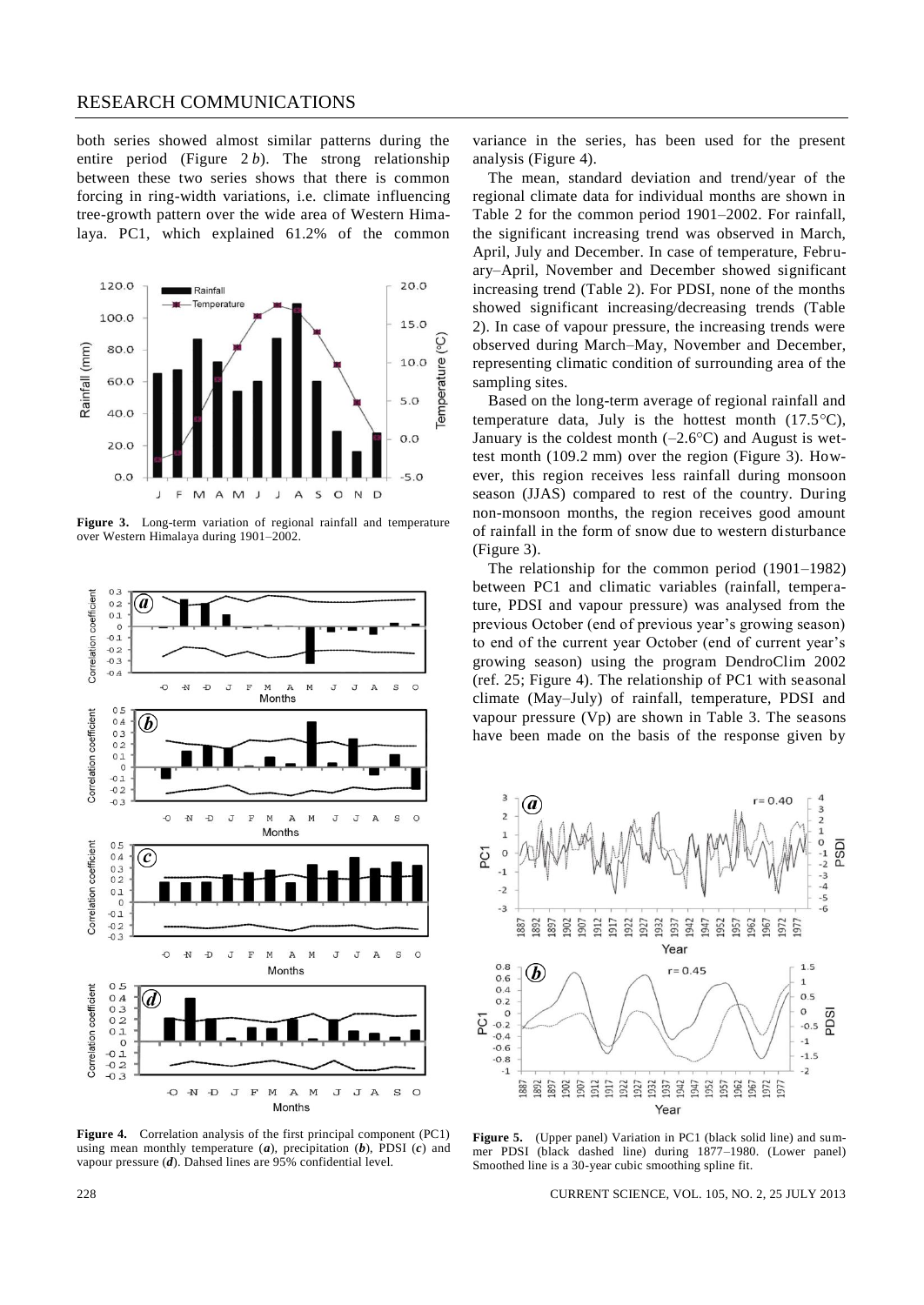both series showed almost similar patterns during the entire period (Figure 2 *b*). The strong relationship between these two series shows that there is common forcing in ring-width variations, i.e. climate influencing tree-growth pattern over the wide area of Western Himalaya. PC1, which explained 61.2% of the common variance in the series, has been used for the present analysis (Figure 4).

**Figure 3.** Long-term variation of regional rainfall and temperature over Western Himalaya during 1901–2002.

**Figure 4.** Correlation analysis of the first principal component (PC1) using mean monthly temperature (***a***), precipitation (***b***), PDSI (***c***) and vapour pressure (***d***). Dahsed lines are 95% confidential level.

The mean, standard deviation and trend/year of the regional climate data for individual months are shown in Table 2 for the common period 1901–2002. For rainfall, the significant increasing trend was observed in March, April, July and December. In case of temperature, February–April, November and December showed significant increasing trend (Table 2). For PDSI, none of the months showed significant increasing/decreasing trends (Table 2). In case of vapour pressure, the increasing trends were observed during March–May, November and December, representing climatic condition of surrounding area of the sampling sites.

Based on the long-term average of regional rainfall and temperature data, July is the hottest month (17.5°C), January is the coldest month (–2.6°C) and August is wettest month (109.2 mm) over the region (Figure 3). However, this region receives less rainfall during monsoon season (JJAS) compared to rest of the country. During non-monsoon months, the region receives good amount of rainfall in the form of snow due to western disturbance (Figure 3).

The relationship for the common period (1901–1982) between PC1 and climatic variables (rainfall, temperature, PDSI and vapour pressure) was analysed from the previous October (end of previous year's growing season) to end of the current year October (end of current year's growing season) using the program DendroClim 2002 (ref. 25; Figure 4). The relationship of PC1 with seasonal climate (May–July) of rainfall, temperature, PDSI and vapour pressure (Vp) are shown in Table 3. The seasons have been made on the basis of the response given by

**Figure 5.** (Upper panel) Variation in PC1 (black solid line) and summer PDSI (black dashed line) during 1877–1980. (Lower panel) Smoothed line is a 30-year cubic smoothing spline fit.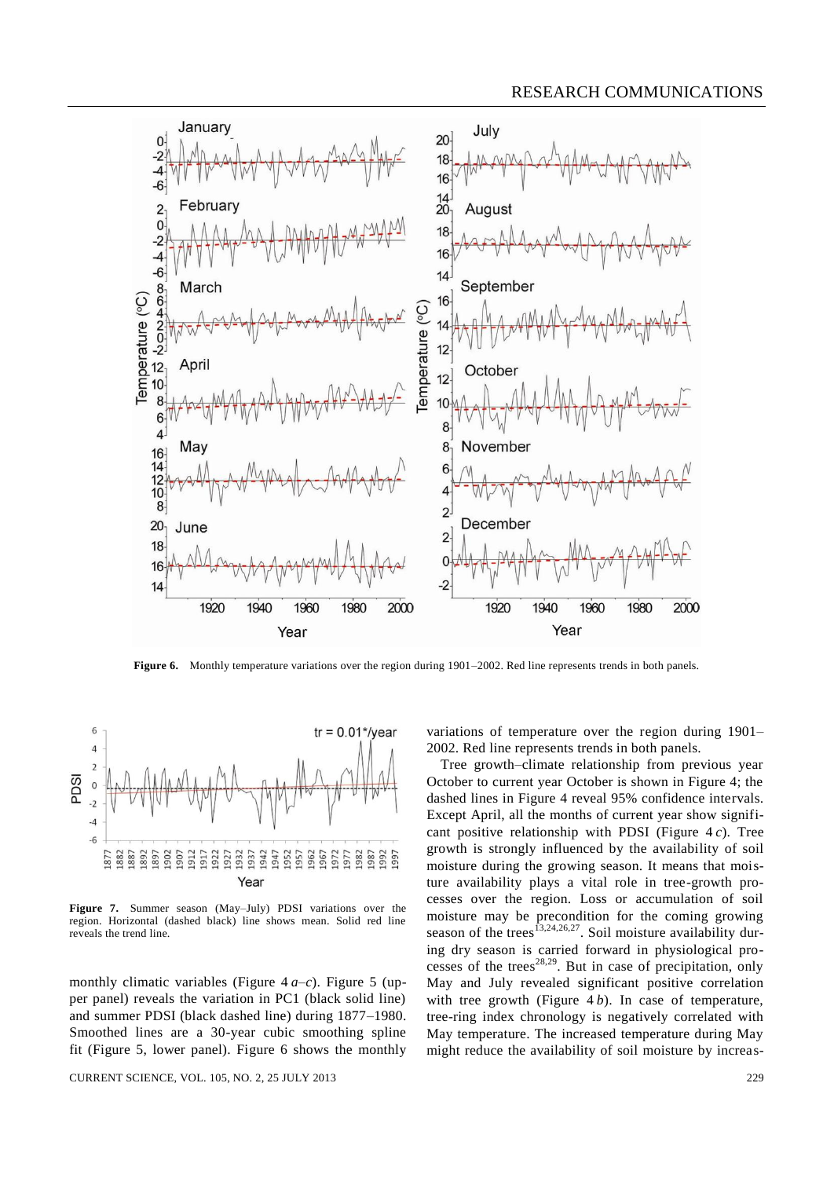Figure 6. Monthly temperature variations over the region during 1901–2002. Red line represents trends in both panels.

Figure 7. Summer season (May–July) PDSI variations over the region. Horizontal (dashed black) line shows mean. Solid red line reveals the trend line.

monthly climatic variables (Figure 4 *a–c*). Figure 5 (upper panel) reveals the variation in PC1 (black solid line) and summer PDSI (black dashed line) during 1877–1980. Smoothed lines are a 30-year cubic smoothing spline fit (Figure 5, lower panel). Figure 6 shows the monthly variations of temperature over the region during 1901–2002. Red line represents trends in both panels.

Tree growth–climate relationship from previous year October to current year October is shown in Figure 4; the dashed lines in Figure 4 reveal 95% confidence intervals. Except April, all the months of current year show significant positive relationship with PDSI (Figure 4 *c*). Tree growth is strongly influenced by the availability of soil moisture during the growing season. It means that moisture availability plays a vital role in tree-growth processes over the region. Loss or accumulation of soil moisture may be precondition for the coming growing season of the trees[13,24,26,27]. Soil moisture availability during dry season is carried forward in physiological processes of the trees[28,29]. But in case of precipitation, only May and July revealed significant positive correlation with tree growth (Figure 4 *b*). In case of temperature, tree-ring index chronology is negatively correlated with May temperature. The increased temperature during May might reduce the availability of soil moisture by increas-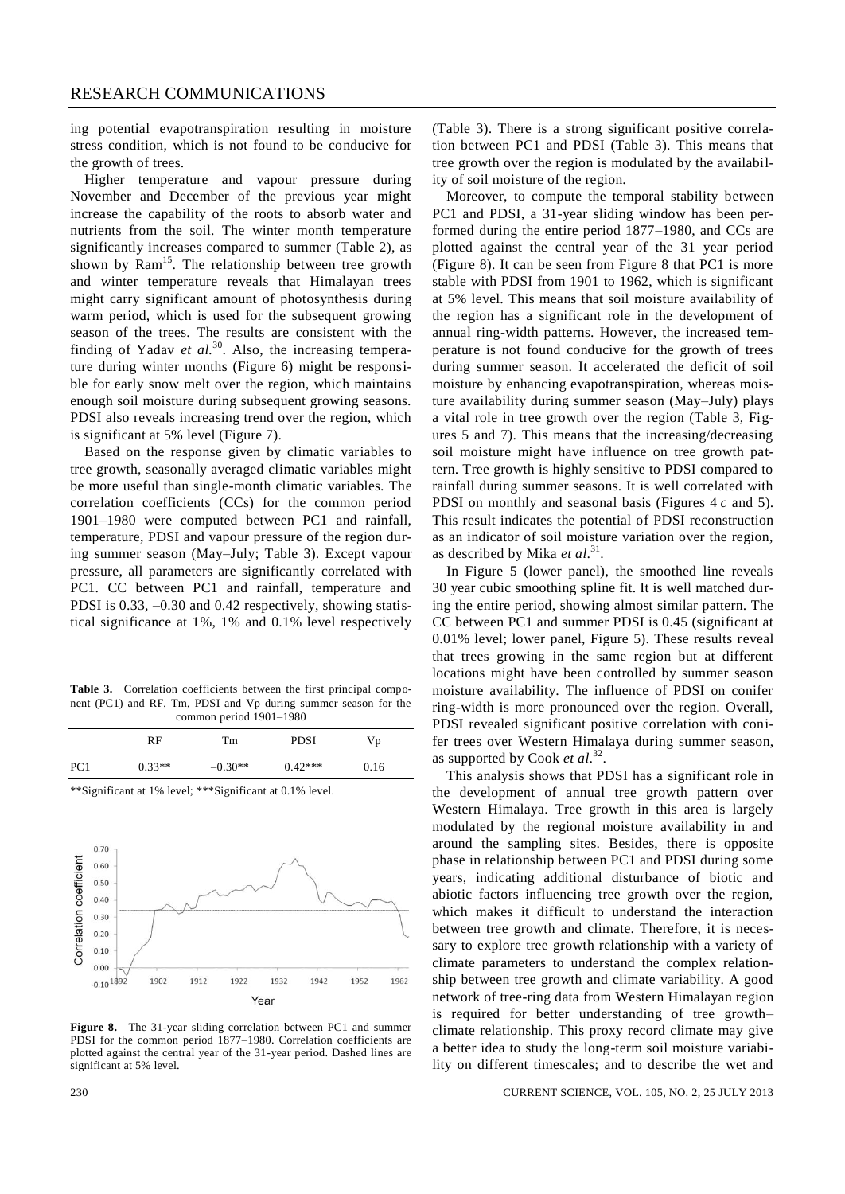ing potential evapotranspiration resulting in moisture stress condition, which is not found to be conducive for the growth of trees.

Higher temperature and vapour pressure during November and December of the previous year might increase the capability of the roots to absorb water and nutrients from the soil. The winter month temperature significantly increases compared to summer (Table 2), as shown by Ram[15]. The relationship between tree growth and winter temperature reveals that Himalayan trees might carry significant amount of photosynthesis during warm period, which is used for the subsequent growing season of the trees. The results are consistent with the finding of Yadav *et al.*[30]. Also, the increasing temperature during winter months (Figure 6) might be responsible for early snow melt over the region, which maintains enough soil moisture during subsequent growing seasons. PDSI also reveals increasing trend over the region, which is significant at 5% level (Figure 7).

Based on the response given by climatic variables to tree growth, seasonally averaged climatic variables might be more useful than single-month climatic variables. The correlation coefficients (CCs) for the common period 1901–1980 were computed between PC1 and rainfall, temperature, PDSI and vapour pressure of the region during summer season (May–July; Table 3). Except vapour pressure, all parameters are significantly correlated with PC1. CC between PC1 and rainfall, temperature and PDSI is 0.33, –0.30 and 0.42 respectively, showing statistical significance at 1%, 1% and 0.1% level respectively

**Table 3.** Correlation coefficients between the first principal component (PC1) and RF, Tm, PDSI and Vp during summer season for the common period 1901–1980

| | RF | Tm | PDSI | Vp |
|---|---|---|---|---|
| PC1 | 0.33** | –0.30** | 0.42*** | 0.16 |

**Significant at 1% level; ***Significant at 0.1% level.

**Figure 8.** The 31-year sliding correlation between PC1 and summer PDSI for the common period 1877–1980. Correlation coefficients are plotted against the central year of the 31-year period. Dashed lines are significant at 5% level.

(Table 3). There is a strong significant positive correlation between PC1 and PDSI (Table 3). This means that tree growth over the region is modulated by the availability of soil moisture of the region.

Moreover, to compute the temporal stability between PC1 and PDSI, a 31-year sliding window has been performed during the entire period 1877–1980, and CCs are plotted against the central year of the 31 year period (Figure 8). It can be seen from Figure 8 that PC1 is more stable with PDSI from 1901 to 1962, which is significant at 5% level. This means that soil moisture availability of the region has a significant role in the development of annual ring-width patterns. However, the increased temperature is not found conducive for the growth of trees during summer season. It accelerated the deficit of soil moisture by enhancing evapotranspiration, whereas moisture availability during summer season (May–July) plays a vital role in tree growth over the region (Table 3, Figures 5 and 7). This means that the increasing/decreasing soil moisture might have influence on tree growth pattern. Tree growth is highly sensitive to PDSI compared to rainfall during summer seasons. It is well correlated with PDSI on monthly and seasonal basis (Figures 4 *c* and 5). This result indicates the potential of PDSI reconstruction as an indicator of soil moisture variation over the region, as described by Mika *et al.*[31].

In Figure 5 (lower panel), the smoothed line reveals 30 year cubic smoothing spline fit. It is well matched during the entire period, showing almost similar pattern. The CC between PC1 and summer PDSI is 0.45 (significant at 0.01% level; lower panel, Figure 5). These results reveal that trees growing in the same region but at different locations might have been controlled by summer season moisture availability. The influence of PDSI on conifer ring-width is more pronounced over the region. Overall, PDSI revealed significant positive correlation with conifer trees over Western Himalaya during summer season, as supported by Cook *et al.*[32].

This analysis shows that PDSI has a significant role in the development of annual tree growth pattern over Western Himalaya. Tree growth in this area is largely modulated by the regional moisture availability in and around the sampling sites. Besides, there is opposite phase in relationship between PC1 and PDSI during some years, indicating additional disturbance of biotic and abiotic factors influencing tree growth over the region, which makes it difficult to understand the interaction between tree growth and climate. Therefore, it is necessary to explore tree growth relationship with a variety of climate parameters to understand the complex relationship between tree growth and climate variability. A good network of tree-ring data from Western Himalayan region is required for better understanding of tree growth–climate relationship. This proxy record climate may give a better idea to study the long-term soil moisture variability on different timescales; and to describe the wet and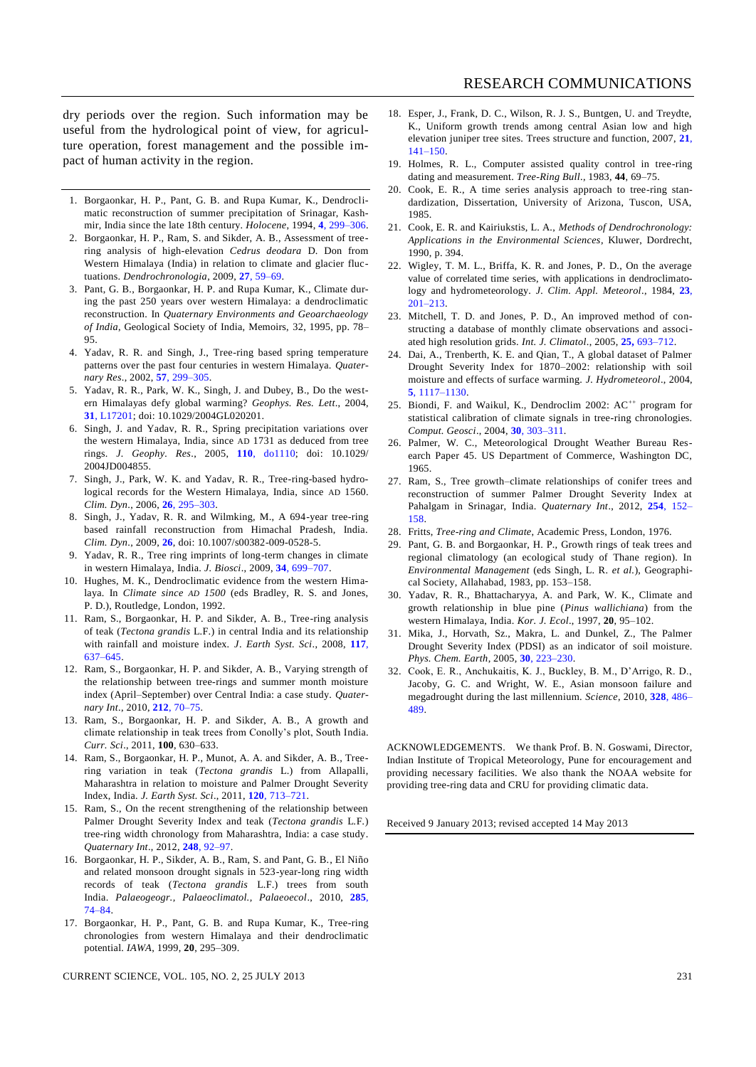dry periods over the region. Such information may be useful from the hydrological point of view, for agriculture operation, forest management and the possible impact of human activity in the region.

1. Borgaonkar, H. P., Pant, G. B. and Rupa Kumar, K., Dendroclimatic reconstruction of summer precipitation of Srinagar, Kashmir, India since the late 18th century. *Holocene*, 1994, **4**, 299–306.
2. Borgaonkar, H. P., Ram, S. and Sikder, A. B., Assessment of tree-ring analysis of high-elevation *Cedrus deodara* D. Don from Western Himalaya (India) in relation to climate and glacier fluctuations. *Dendrochronologia*, 2009, **27**, 59–69.
3. Pant, G. B., Borgaonkar, H. P. and Rupa Kumar, K., Climate during the past 250 years over western Himalaya: a dendroclimatic reconstruction. In *Quaternary Environments and Geoarchaeology of India*, Geological Society of India, Memoirs, 32, 1995, pp. 78–95.
4. Yadav, R. R. and Singh, J., Tree-ring based spring temperature patterns over the past four centuries in western Himalaya. *Quaternary Res.*, 2002, **57**, 299–305.
5. Yadav, R. R., Park, W. K., Singh, J. and Dubey, B., Do the western Himalayas defy global warming? *Geophys. Res. Lett*., 2004, **31**, L17201; doi: 10.1029/2004GL020201.
6. Singh, J. and Yadav, R. R., Spring precipitation variations over the western Himalaya, India, since AD 1731 as deduced from tree rings. *J. Geophy. Res*., 2005, **110**, do1110; doi: 10.1029/2004JD004855.
7. Singh, J., Park, W. K. and Yadav, R. R., Tree-ring-based hydrological records for the Western Himalaya, India, since AD 1560. *Clim. Dyn*., 2006, **26**, 295–303.
8. Singh, J., Yadav, R. R. and Wilmking, M., A 694-year tree-ring based rainfall reconstruction from Himachal Pradesh, India. *Clim. Dyn*., 2009, **26**, doi: 10.1007/s00382-009-0528-5.
9. Yadav, R. R., Tree ring imprints of long-term changes in climate in western Himalaya, India. *J. Biosci*., 2009, **34**, 699–707.
10. Hughes, M. K., Dendroclimatic evidence from the western Himalaya. In *Climate since AD 1500* (eds Bradley, R. S. and Jones, P. D.), Routledge, London, 1992.
11. Ram, S., Borgaonkar, H. P. and Sikder, A. B., Tree-ring analysis of teak (*Tectona grandis* L.F.) in central India and its relationship with rainfall and moisture index. *J. Earth Syst. Sci*., 2008, **117**, 637–645.
12. Ram, S., Borgaonkar, H. P. and Sikder, A. B., Varying strength of the relationship between tree-rings and summer month moisture index (April–September) over Central India: a case study. *Quaternary Int*., 2010, **212**, 70–75.
13. Ram, S., Borgaonkar, H. P. and Sikder, A. B., A growth and climate relationship in teak trees from Conolly's plot, South India. *Curr. Sci*., 2011, **100**, 630–633.
14. Ram, S., Borgaonkar, H. P., Munot, A. A. and Sikder, A. B., Tree-ring variation in teak (*Tectona grandis* L.) from Allapalli, Maharashtra in relation to moisture and Palmer Drought Severity Index, India. *J. Earth Syst. Sci*., 2011, **120**, 713–721.
15. Ram, S., On the recent strengthening of the relationship between Palmer Drought Severity Index and teak (*Tectona grandis* L.F.) tree-ring width chronology from Maharashtra, India: a case study. *Quaternary Int*., 2012, **248**, 92–97.
16. Borgaonkar, H. P., Sikder, A. B., Ram, S. and Pant, G. B., El Niño and related monsoon drought signals in 523-year-long ring width records of teak (*Tectona grandis* L.F.) trees from south India. *Palaeogeogr., Palaeoclimatol., Palaeoecol*., 2010, **285**, 74–84.
17. Borgaonkar, H. P., Pant, G. B. and Rupa Kumar, K., Tree-ring chronologies from western Himalaya and their dendroclimatic potential. *IAWA*, 1999, **20**, 295–309.
18. Esper, J., Frank, D. C., Wilson, R. J. S., Buntgen, U. and Treydte, K., Uniform growth trends among central Asian low and high elevation juniper tree sites. Trees structure and function, 2007, **21**, 141–150.
19. Holmes, R. L., Computer assisted quality control in tree-ring dating and measurement. *Tree-Ring Bull*., 1983, **44**, 69–75.
20. Cook, E. R., A time series analysis approach to tree-ring standardization, Dissertation, University of Arizona, Tuscon, USA, 1985.
21. Cook, E. R. and Kairiukstis, L. A., *Methods of Dendrochronology: Applications in the Environmental Sciences*, Kluwer, Dordrecht, 1990, p. 394.
22. Wigley, T. M. L., Briffa, K. R. and Jones, P. D., On the average value of correlated time series, with applications in dendroclimatology and hydrometeorology. *J. Clim. Appl. Meteorol*., 1984, **23**, 201–213.
23. Mitchell, T. D. and Jones, P. D., An improved method of constructing a database of monthly climate observations and associated high resolution grids. *Int. J. Climatol*., 2005, **25,** 693–712.
24. Dai, A., Trenberth, K. E. and Qian, T., A global dataset of Palmer Drought Severity Index for 1870–2002: relationship with soil moisture and effects of surface warming. *J. Hydrometeorol*., 2004, **5**, 1117–1130.
25. Biondi, F. and Waikul, K., Dendroclim 2002: AC++ program for statistical calibration of climate signals in tree-ring chronologies. *Comput. Geosci*., 2004, **30**, 303–311.
26. Palmer, W. C., Meteorological Drought Weather Bureau Research Paper 45. US Department of Commerce, Washington DC, 1965.
27. Ram, S., Tree growth–climate relationships of conifer trees and reconstruction of summer Palmer Drought Severity Index at Pahalgam in Srinagar, India. *Quaternary Int*., 2012, **254**, 152–158.
28. Fritts, *Tree-ring and Climate*, Academic Press, London, 1976.
29. Pant, G. B. and Borgaonkar, H. P., Growth rings of teak trees and regional climatology (an ecological study of Thane region). In *Environmental Management* (eds Singh, L. R. *et al.*), Geographical Society, Allahabad, 1983, pp. 153–158.
30. Yadav, R. R., Bhattacharyya, A. and Park, W. K., Climate and growth relationship in blue pine (*Pinus wallichiana*) from the western Himalaya, India. *Kor. J. Ecol*., 1997, **20**, 95–102.
31. Mika, J., Horvath, Sz., Makra, L. and Dunkel, Z., The Palmer Drought Severity Index (PDSI) as an indicator of soil moisture. *Phys. Chem. Earth*, 2005, **30**, 223–230.
32. Cook, E. R., Anchukaitis, K. J., Buckley, B. M., D'Arrigo, R. D., Jacoby, G. C. and Wright, W. E., Asian monsoon failure and megadrought during the last millennium. *Science*, 2010, **328**, 486–489.

ACKNOWLEDGEMENTS. We thank Prof. B. N. Goswami, Director, Indian Institute of Tropical Meteorology, Pune for encouragement and providing necessary facilities. We also thank the NOAA website for providing tree-ring data and CRU for providing climatic data.

Received 9 January 2013; revised accepted 14 May 2013